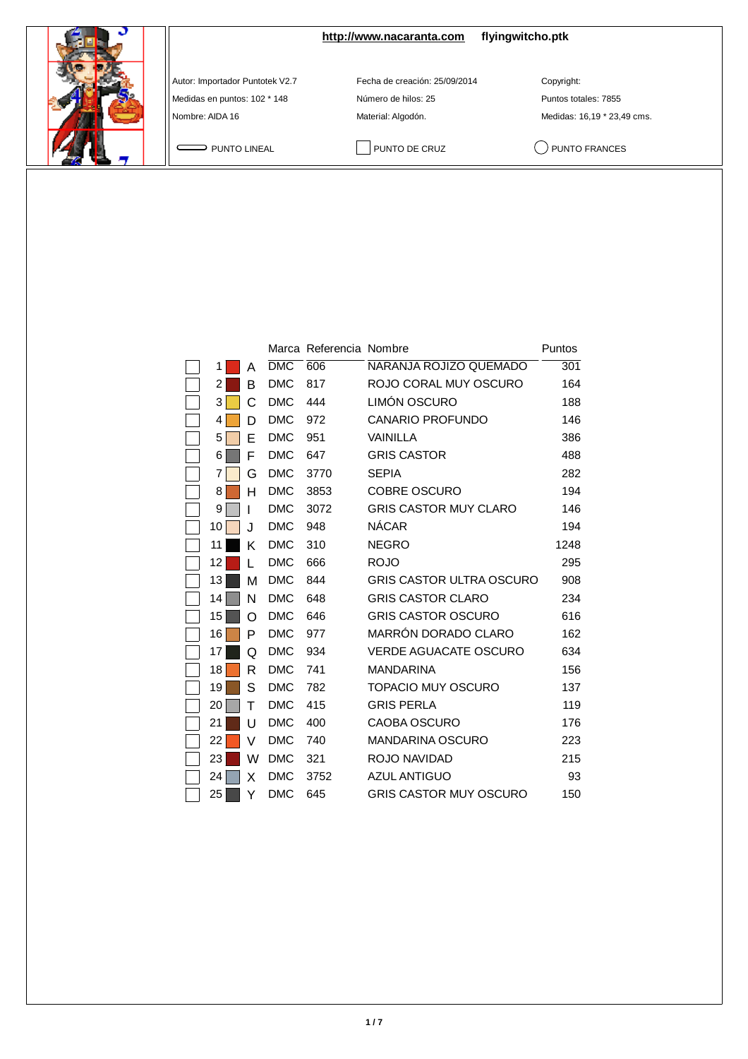**http://www.nacaranta.com** **flyingwitcho.ptk**

Autor: Importador Puntotek V2.7
Medidas en puntos: 102 * 148
Nombre: AIDA 16

Fecha de creación: 25/09/2014
Número de hilos: 25
Material: Algodón.

Copyright:
Puntos totales: 7855
Medidas: 16,19 * 23,49 cms.

PUNTO LINEAL    PUNTO DE CRUZ    PUNTO FRANCES

| | | Marca | Referencia | Nombre | Puntos |
|---|---|---|---|---|---|
| 1 | A | DMC | 606 | NARANJA ROJIZO QUEMADO | 301 |
| 2 | B | DMC | 817 | ROJO CORAL MUY OSCURO | 164 |
| 3 | C | DMC | 444 | LIMÓN OSCURO | 188 |
| 4 | D | DMC | 972 | CANARIO PROFUNDO | 146 |
| 5 | E | DMC | 951 | VAINILLA | 386 |
| 6 | F | DMC | 647 | GRIS CASTOR | 488 |
| 7 | G | DMC | 3770 | SEPIA | 282 |
| 8 | H | DMC | 3853 | COBRE OSCURO | 194 |
| 9 | I | DMC | 3072 | GRIS CASTOR MUY CLARO | 146 |
| 10 | J | DMC | 948 | NÁCAR | 194 |
| 11 | K | DMC | 310 | NEGRO | 1248 |
| 12 | L | DMC | 666 | ROJO | 295 |
| 13 | M | DMC | 844 | GRIS CASTOR ULTRA OSCURO | 908 |
| 14 | N | DMC | 648 | GRIS CASTOR CLARO | 234 |
| 15 | O | DMC | 646 | GRIS CASTOR OSCURO | 616 |
| 16 | P | DMC | 977 | MARRÓN DORADO CLARO | 162 |
| 17 | Q | DMC | 934 | VERDE AGUACATE OSCURO | 634 |
| 18 | R | DMC | 741 | MANDARINA | 156 |
| 19 | S | DMC | 782 | TOPACIO MUY OSCURO | 137 |
| 20 | T | DMC | 415 | GRIS PERLA | 119 |
| 21 | U | DMC | 400 | CAOBA OSCURO | 176 |
| 22 | V | DMC | 740 | MANDARINA OSCURO | 223 |
| 23 | W | DMC | 321 | ROJO NAVIDAD | 215 |
| 24 | X | DMC | 3752 | AZUL ANTIGUO | 93 |
| 25 | Y | DMC | 645 | GRIS CASTOR MUY OSCURO | 150 |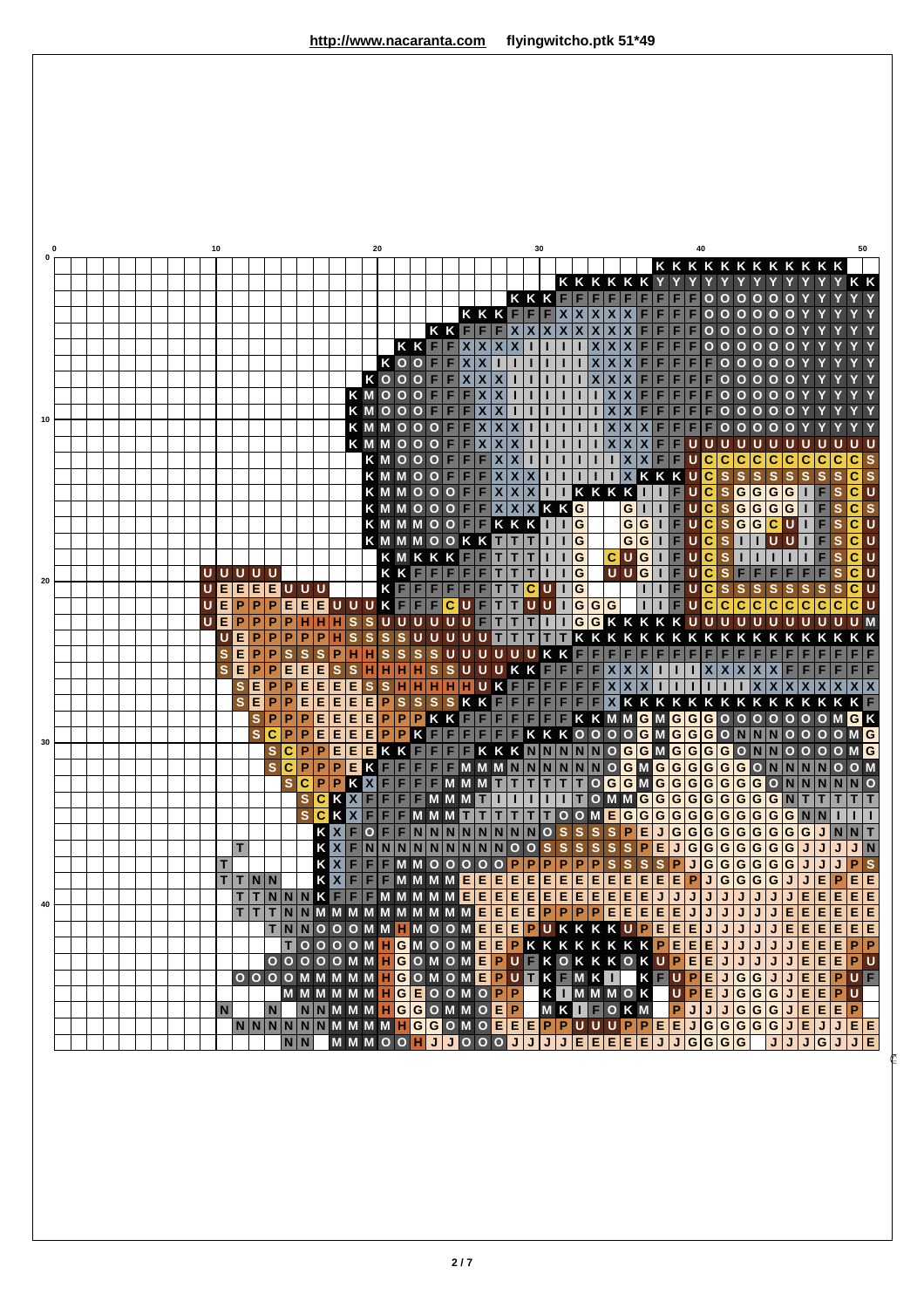http://www.nacaranta.com flyingwitcho.ptk 51*49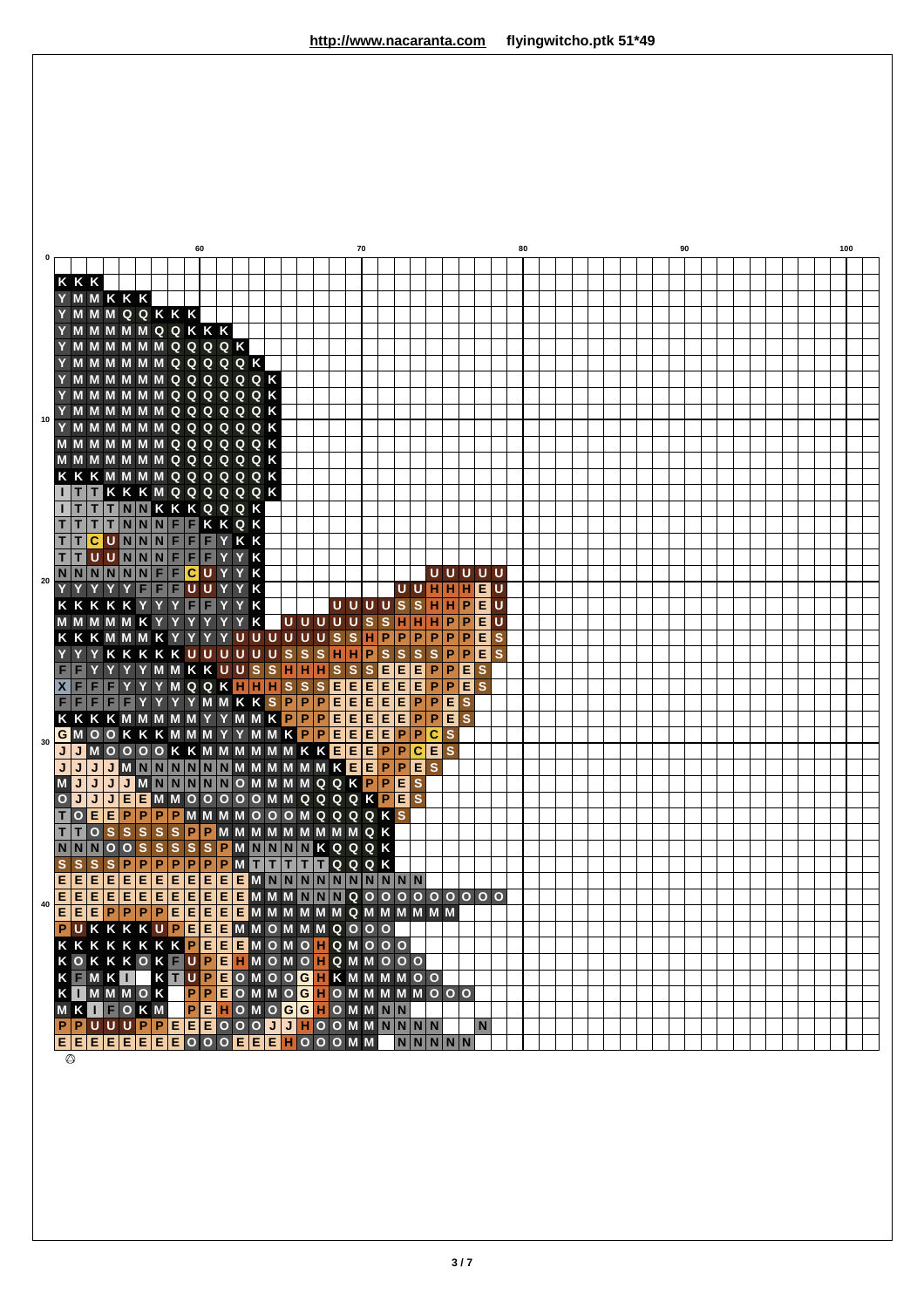```
 1: K K K
 2: Y M M K K K
 3: Y M M M Q Q K K K
 4: Y M M M M M Q Q K K K
 5: Y M M M M M M Q Q Q Q K
 6: Y M M M M M M Q Q Q Q Q K
 7: Y M M M M M M Q Q Q Q Q Q K
 8: Y M M M M M M Q Q Q Q Q Q K
 9: Y M M M M M M Q Q Q Q Q Q K
10: Y M M M M M M Q Q Q Q Q Q K
11: M M M M M M M Q Q Q Q Q Q K
12: M M M M M M M Q Q Q Q Q Q K
13: K K K M M M M Q Q Q Q Q Q K
14: I T T K K K M Q Q Q Q Q Q K
15: I T T T N N K K K Q Q Q K
16: T T T T N N N F F K K Q K
17: T T C U N N N F F F Y K K
18: T T U U N N N F F F Y Y K
19: N N N N N N F F C U Y Y K                     U U U U U
20: Y Y Y Y Y F F F U U Y Y K                 U U H H H E U
21: K K K K K Y Y Y F F Y Y K         U U U U S S H H P E U
22: M M M M M K Y Y Y Y Y Y K   U U U U U S S H H H P P E U
23: K K K M M M K Y Y Y Y U U U U U U S S H P P P P P P E S
24: Y Y Y K K K K K U U U U U U S S S H H P S S S S P P E S
25: F F Y Y Y Y M M K K U U S S H H H S S S E E E P P E S
26: X F F F Y Y Y M Q Q K H H H S S S E E E E E E P P E S
27: F F F F F Y Y Y Y M M K K S P P P E E E E E P P E S
28: K K K K M M M M M Y Y M M K P P P E E E E E P P E S
29: G M O O K K K M M M Y Y M M K P P E E E E P P C S
30: J J M O O O O K K M M M M M M K K E E E P P C E S
31: J J J J M N N N N N N M M M M M M K E E P P E S
32: M J J J J M N N N N N N O M M M M Q Q K P P E S
33: O J J J E E M M O O O O O M M Q Q Q Q K P E S
34: T O E E P P P P M M M M O O O M Q Q Q Q K S
35: T T O S S S S S P P M M M M M M M M M Q K
36: N N N O O S S S S S P M N N N N K Q Q Q K
37: S S S S P P P P P P P M T T T T T Q Q Q K
38: E E E E E E E E E E E E M N N N N N N N N N N N
39: E E E E E E E E E E E E M M M N N N Q O O O O O O O O O O
40: E E E P P P P E E E E E M M M M M M Q M M M M M M
41: P U K K K K U P E E E M M O M M M Q O O O
42: K K K K K K K K P E E E M O M O H Q M O O O
43: K O K K K O K F U P E H M O M O H Q M M O O O
44: K F M K I     K T U P E O M O O G H K M M M M O O
45: K I M M M O K     P P E O M M O G H O M M M M M O O O
46: M K I F O K M   P E H O M O G G H O M M N N
47: P P U U U P P E E E O O O J J H O O M M N N N N       N
48: E E E E E E E E O O O E E E H O O O M M   N N N N N
```

©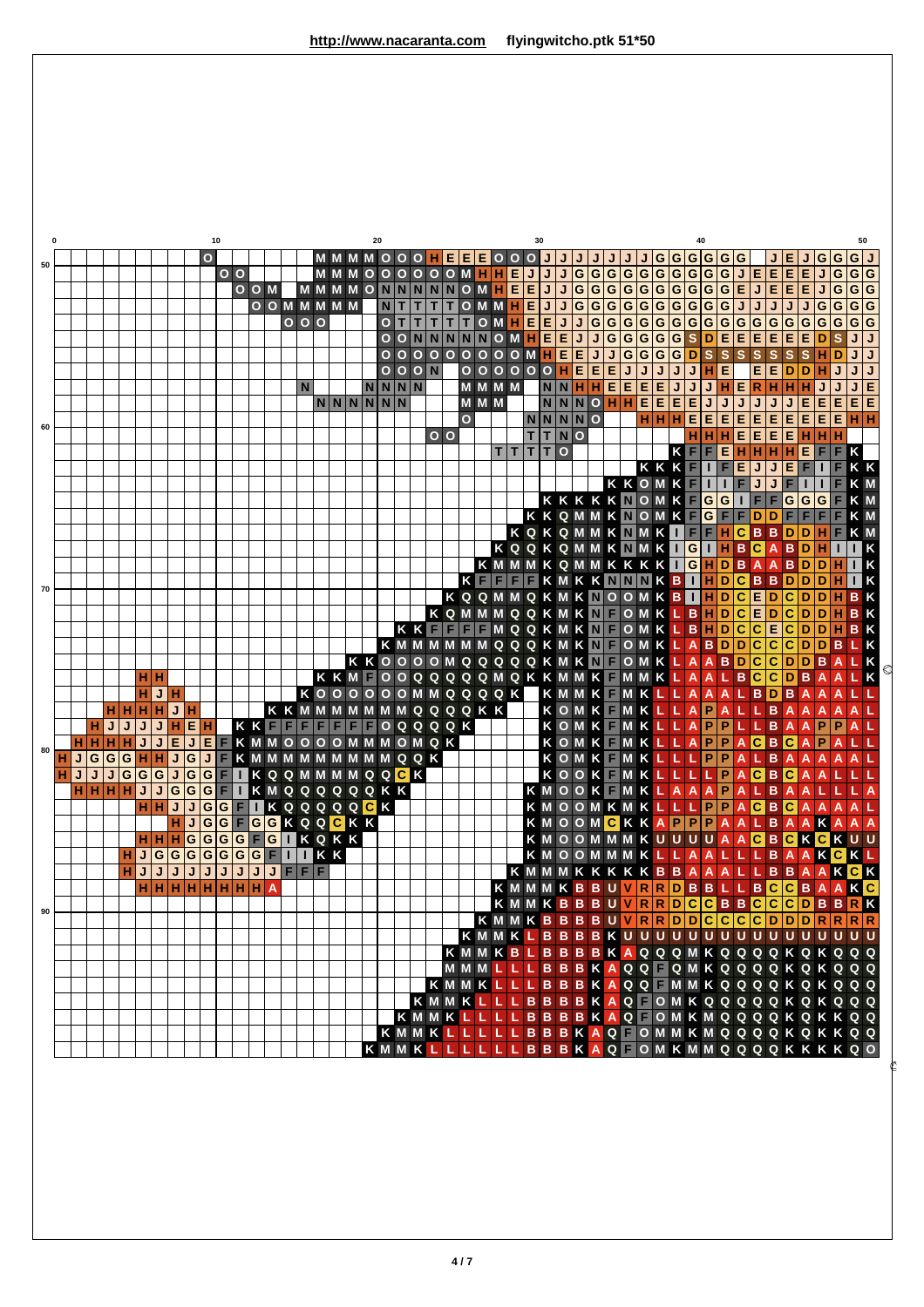**http://www.nacaranta.com**   **flyingwitcho.ptk 51*50**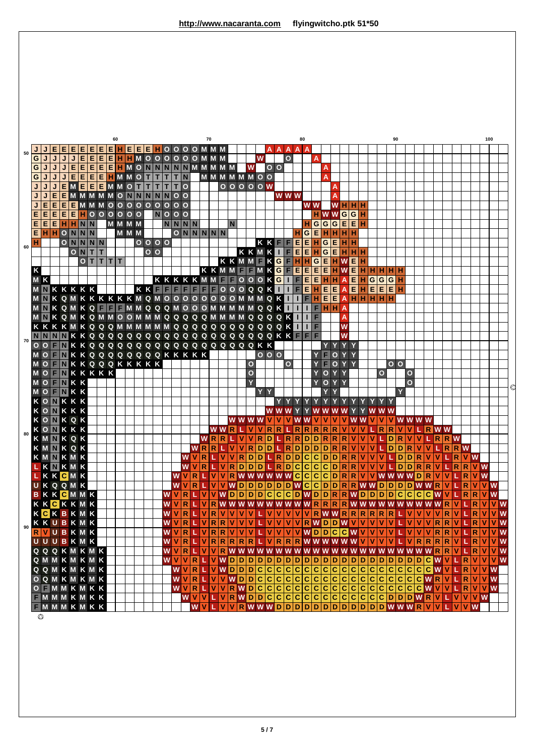**http://www.nacaranta.com flyingwitcho.ptk 51*50**

Chart section covering columns 51–101 and rows 50–99. Symbols are listed left to right. Blank cells are not shown, so gaps between groups of symbols are not preserved.

| Row | Symbols (left to right) |
|---|---|
| 50 | J J E E E E E E E H E E E H O O O O M M M … A A A A A |
| 51 | G J J J E E E E E H H M O O O O O O M M M … W … O … A |
| 52 | G J J J E E E E E H M O N N N N N M M M M M … W … O O … A |
| 53 | G J J J E E E E H M M O T T T T N … M M M M M M O O … A |
| 54 | J J J E M E E E M M O T T T T T O … O O O O O W … A |
| 55 | J J E E M M M M M O N N N N N O O … W W W … A |
| 56 | J E E E E M M M O O O O O O O O O … W W … W H H H |
| 57 | E E E E E H O O O O O O … N O O O … H W W G G H |
| 58 | E E E H H N N … M M M M … N N N N … N … H G G G E E H |
| 59 | E H H O N N N … M M M … O N N N N N … H G E H H H H |
| 60 | H … O N N N N … O O O O … K K F F E E H G E H H |
| 61 | O N T T … O O … K K M K I F E E H G E H H H |
| 62 | O T T T T … K K M M F K G F H H G E H W E H |
| 63 | K … K K M M F F M K G F E E E E H W E H H H H H |
| 64 | M K … K K K K K M M F F O O O K G I F E E H H A E H G G G H |
| 65 | M N K K K K K … K K F F F F F F F O O O Q Q K I I F E H E E A E H E E E H |
| 66 | M N K Q M K K K K K K K M Q M O O O O O O O O O M M M Q K I I F H E E A H H H H H |
| 67 | M N K Q M K Q F F F M M Q Q Q M O O O M M M M M Q Q K I I I F H H A |
| 68 | M N K Q M K Q M M O O M M M Q Q Q Q Q M M M M Q Q Q Q K I I F … A |
| 69 | K K K K M K Q Q Q M M M M M M Q Q Q Q Q Q Q Q Q Q Q Q K I I F … W |
| 70 | N N N N K K Q Q Q Q Q Q Q Q Q Q Q Q Q Q Q Q Q Q Q Q K K F F F … W |
| 71 | O O F N K K Q Q Q Q Q Q Q Q Q Q Q Q Q Q Q Q Q Q K K … Y Y Y Y |
| 72 | M O F N K K Q Q Q Q Q Q Q Q Q K K K K K K … O O O … Y F O Y Y |
| 73 | M O F N K K Q Q Q K K K K K … O … O … Y F O Y Y … O O |
| 74 | M O F N K K K K K … O … Y O Y Y … O … O |
| 75 | M O F N K K … Y … Y O Y Y … O |
| 76 | M O F N K K … Y Y … Y Y … Y |
| 77 | K O N K K K … Y Y Y Y Y Y Y Y Y Y Y Y Y |
| 78 | K O N K K K … W W W Y Y W W W W W Y Y W W W |
| 79 | K O N K Q K … W W W W V V V W W V V V V W W V V V W W W W |
| 80 | K O N K K K … W W R L V V R R L R R R R R R V V V L R R V V L R W W |
| 81 | K M N K Q K … W R R L V V R D L R R D D R R R V V V L D R V V L R R W |
| 82 | K M N K Q K … W R R L V V R D D L R D D D D R R V V V L D D R V V L R R W |
| 83 | K M N K M K … W V R L V V R D D L R D D C C D D R R V V V L D D R V V L R V W |
| 84 | L K N K M K … W V R L V V R D D D L R D C C C C D R R V V V L D D R R V L R R V W |
| 85 | L K K C M K … W V R L V V R W W W W W W C C C C D R R V V W W W W D R V V L R V W |
| 86 | U K Q Q M K … W V R L V V W D D D D D D D W C C D D R R W W D D D D W W R V V L R V V W |
| 87 | B K K C M M K … W V R L V V W D D D D C C C D W D D R R W D D D D C C C C W V L R R V W |
| 88 | K K C K K M K … W V R L V R W W W W W W W W W W W R R R W W W W W W W W W W R V L R V V W |
| 89 | K C K B K M K … W V R L V R V V V V L V V V V V R W W R R R R R R L V V V V R V L R V V W |
| 90 | K K U B K M K … W V R L V R R V V V L V V V V R W D D W V V V V V L V V V R R V L R V V W |
| 91 | R V U B K M K … W V R L V R R V V V L V V V V V W D D C C W V V V V L V V V R R V L R V V W |
| 92 | U U U B K M K … W V R L V R R R R R L V R R R W W W W W W V V V V L V R R R R V L R V V W |
| 93 | Q Q Q K M K M K … W V R L V V R W W W W W W W W W W W W W W W W W W W W W W R R V L R V V W |
| 94 | Q M M K M K M K … W V V R L V W D D D D D D D D D D D D D D D D D D D D C W V L R V V V W |
| 95 | Q Q M K M K M K … W V R L V W D D D C C C C C C C C C C C C C C C C C C W V L R V V W |
| 96 | O Q M K M K M K … W V R L V V W D D C C C C C C C C C C C C C C C C C C C W R V L R V V W |
| 97 | O F M M K M K K … W V R L V V R W D C C C C C C C C C C C C C C C C C C C W V V L R V V W |
| 98 | F M M M K M K K … W V V L V R W D D C C C C C C C C C C C C C C D D D W R V L V V V W |
| 99 | F M M M K M K K … W V L V V R W W W D D D D D D D D D D D D D D D W W W R V V L V V W |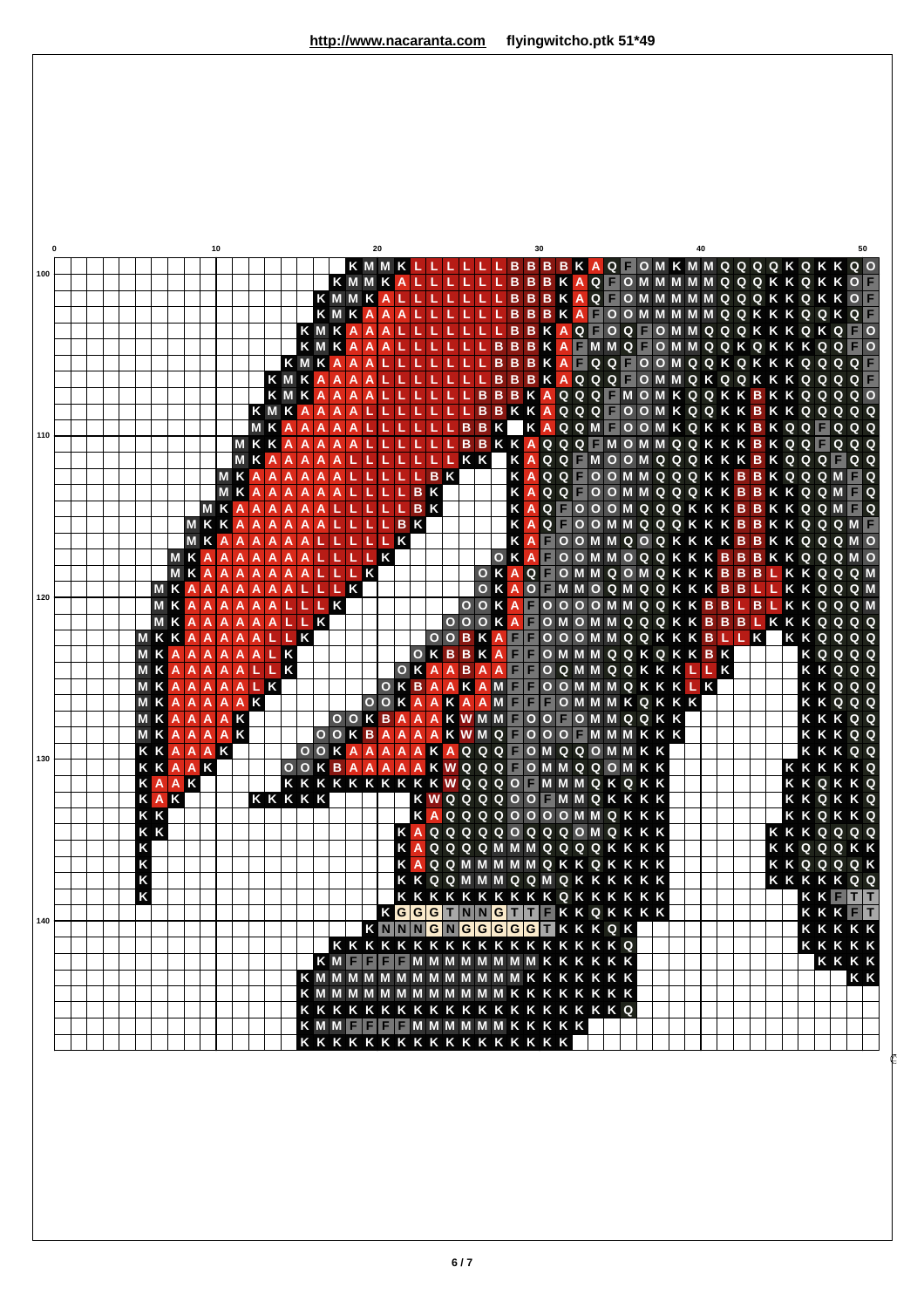**http://www.nacaranta.com** **flyingwitcho.ptk 51*49**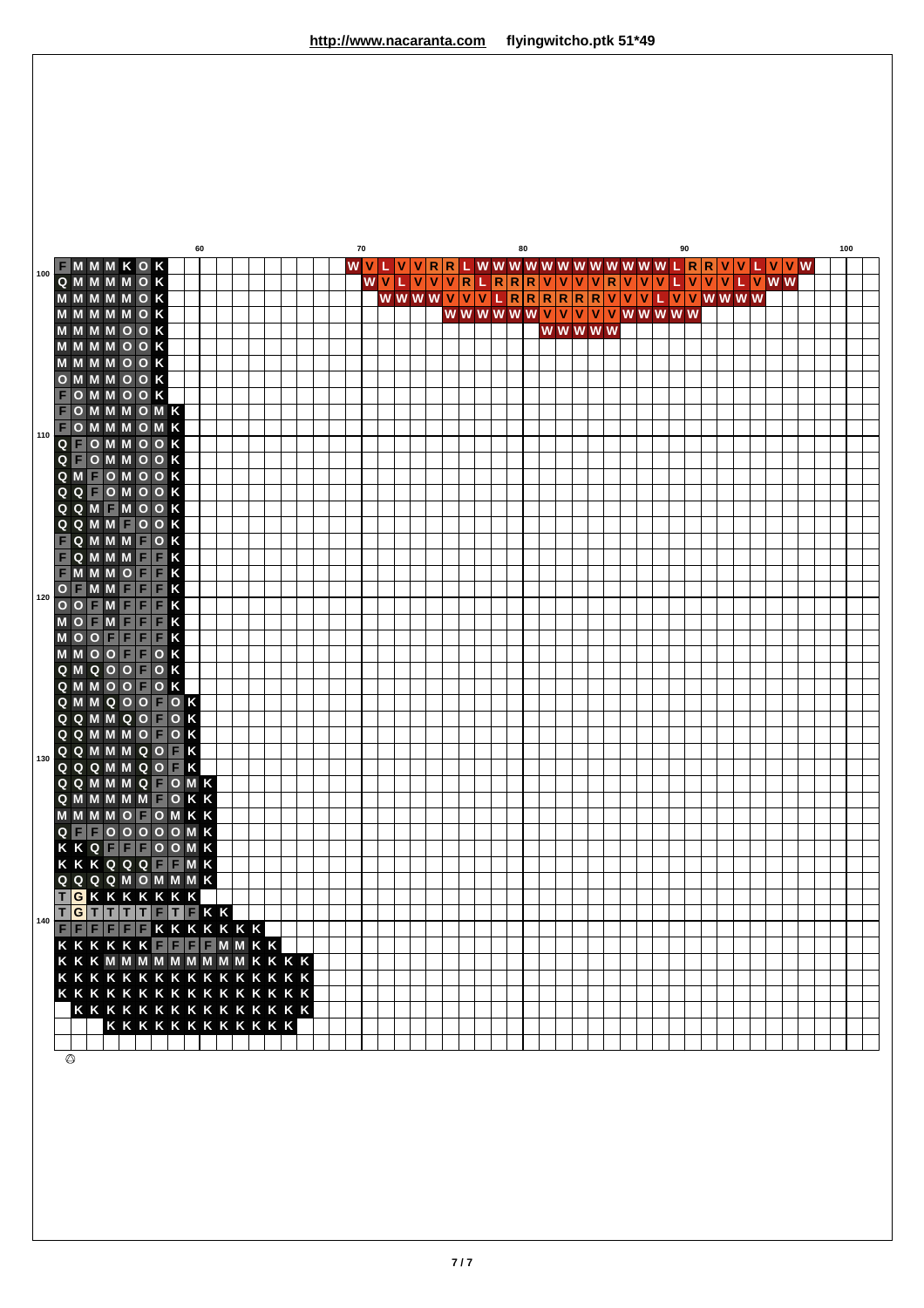http://www.nacaranta.com flyingwitcho.ptk 51*49

©